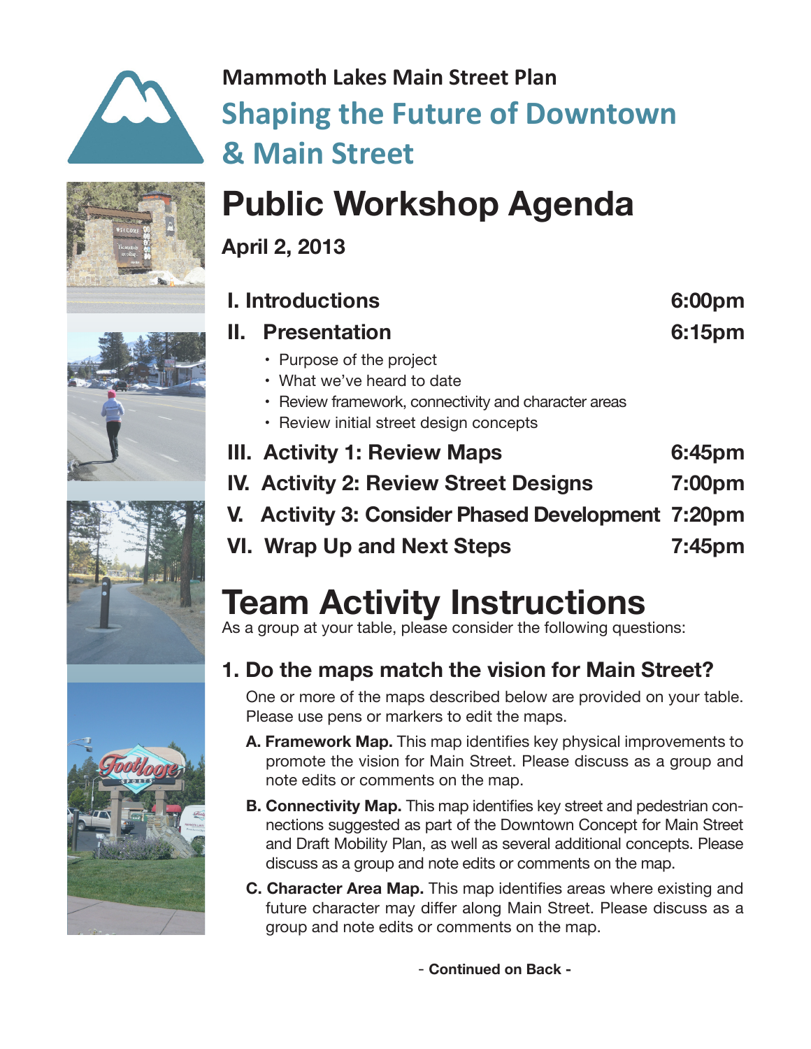**Mammoth Lakes Main Street Plan**

## Shaping the Future of Downtown & Main Street

# Public Workshop Agenda

**April 2, 2013**

| | |
|---|---|
| **I. Introductions** | **6:00pm** |
| **II. Presentation** | **6:15pm** |

- Purpose of the project
- What we've heard to date
- Review framework, connectivity and character areas
- Review initial street design concepts

| | |
|---|---|
| **III. Activity 1: Review Maps** | **6:45pm** |
| **IV. Activity 2: Review Street Designs** | **7:00pm** |
| **V. Activity 3: Consider Phased Development** | **7:20pm** |
| **VI. Wrap Up and Next Steps** | **7:45pm** |

# Team Activity Instructions

As a group at your table, please consider the following questions:

## 1. Do the maps match the vision for Main Street?

One or more of the maps described below are provided on your table. Please use pens or markers to edit the maps.

**A. Framework Map.** This map identifies key physical improvements to promote the vision for Main Street. Please discuss as a group and note edits or comments on the map.

**B. Connectivity Map.** This map identifies key street and pedestrian connections suggested as part of the Downtown Concept for Main Street and Draft Mobility Plan, as well as several additional concepts. Please discuss as a group and note edits or comments on the map.

**C. Character Area Map.** This map identifies areas where existing and future character may differ along Main Street. Please discuss as a group and note edits or comments on the map.

- **Continued on Back -**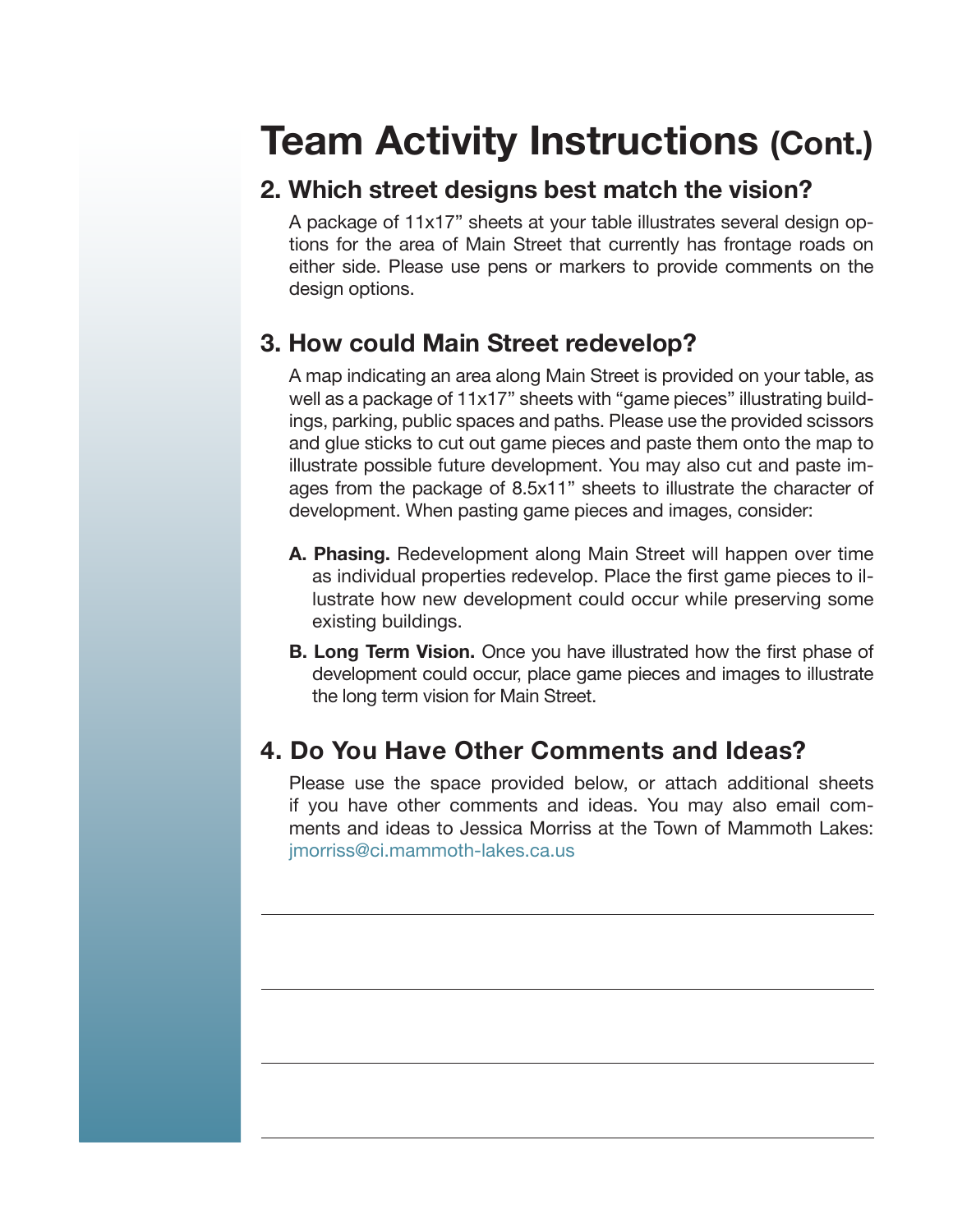# Team Activity Instructions (Cont.)

## 2. Which street designs best match the vision?

A package of 11x17" sheets at your table illustrates several design options for the area of Main Street that currently has frontage roads on either side. Please use pens or markers to provide comments on the design options.

## 3. How could Main Street redevelop?

A map indicating an area along Main Street is provided on your table, as well as a package of 11x17" sheets with "game pieces" illustrating buildings, parking, public spaces and paths. Please use the provided scissors and glue sticks to cut out game pieces and paste them onto the map to illustrate possible future development. You may also cut and paste images from the package of 8.5x11" sheets to illustrate the character of development. When pasting game pieces and images, consider:

**A. Phasing.** Redevelopment along Main Street will happen over time as individual properties redevelop. Place the first game pieces to illustrate how new development could occur while preserving some existing buildings.

**B. Long Term Vision.** Once you have illustrated how the first phase of development could occur, place game pieces and images to illustrate the long term vision for Main Street.

## 4. Do You Have Other Comments and Ideas?

Please use the space provided below, or attach additional sheets if you have other comments and ideas. You may also email comments and ideas to Jessica Morriss at the Town of Mammoth Lakes: jmorriss@ci.mammoth-lakes.ca.us